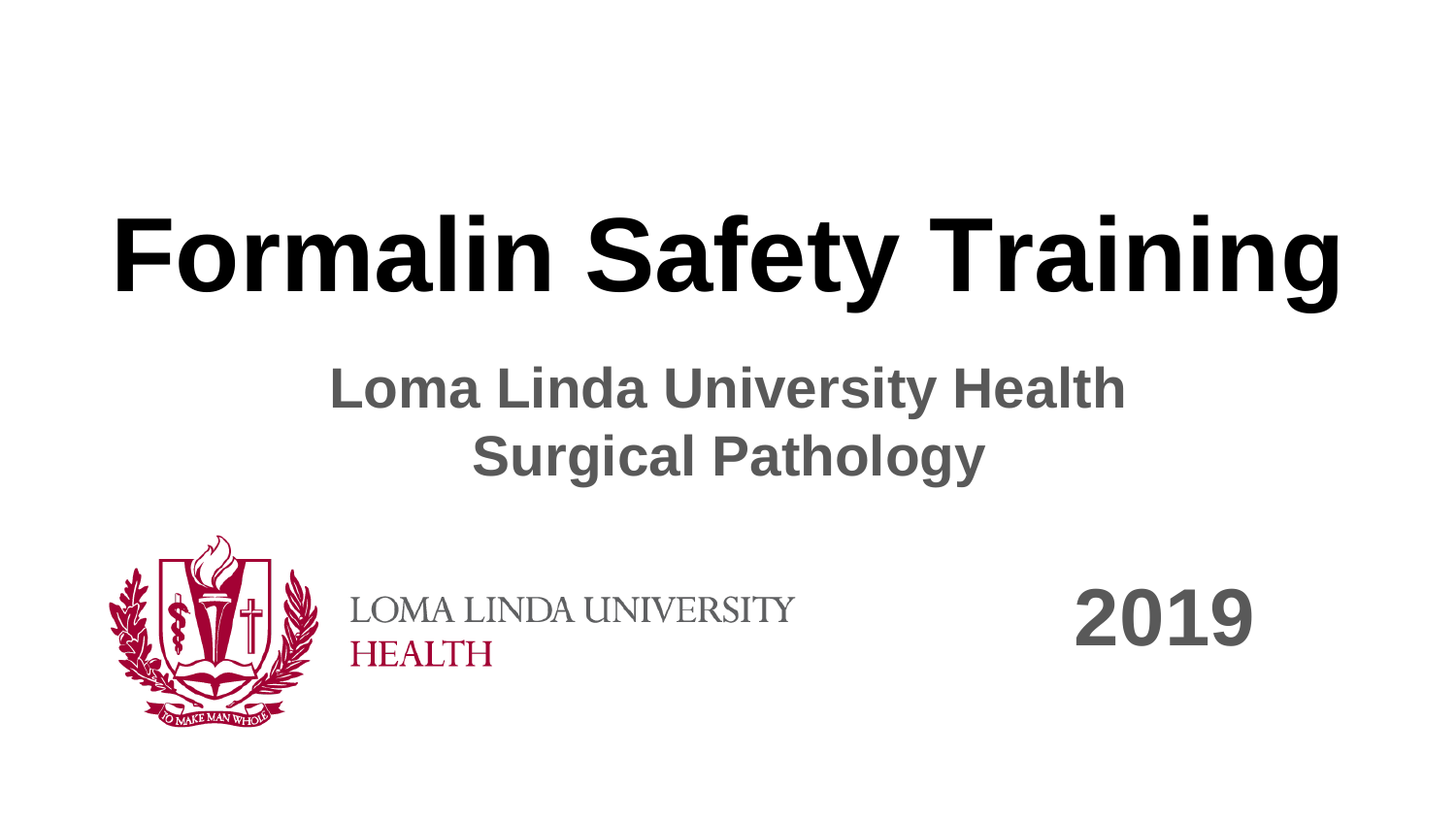# Formalin Safety Training

## Loma Linda University Health
## Surgical Pathology

LOMA LINDA UNIVERSITY HEALTH

TO MAKE MAN WHOLE

**2019**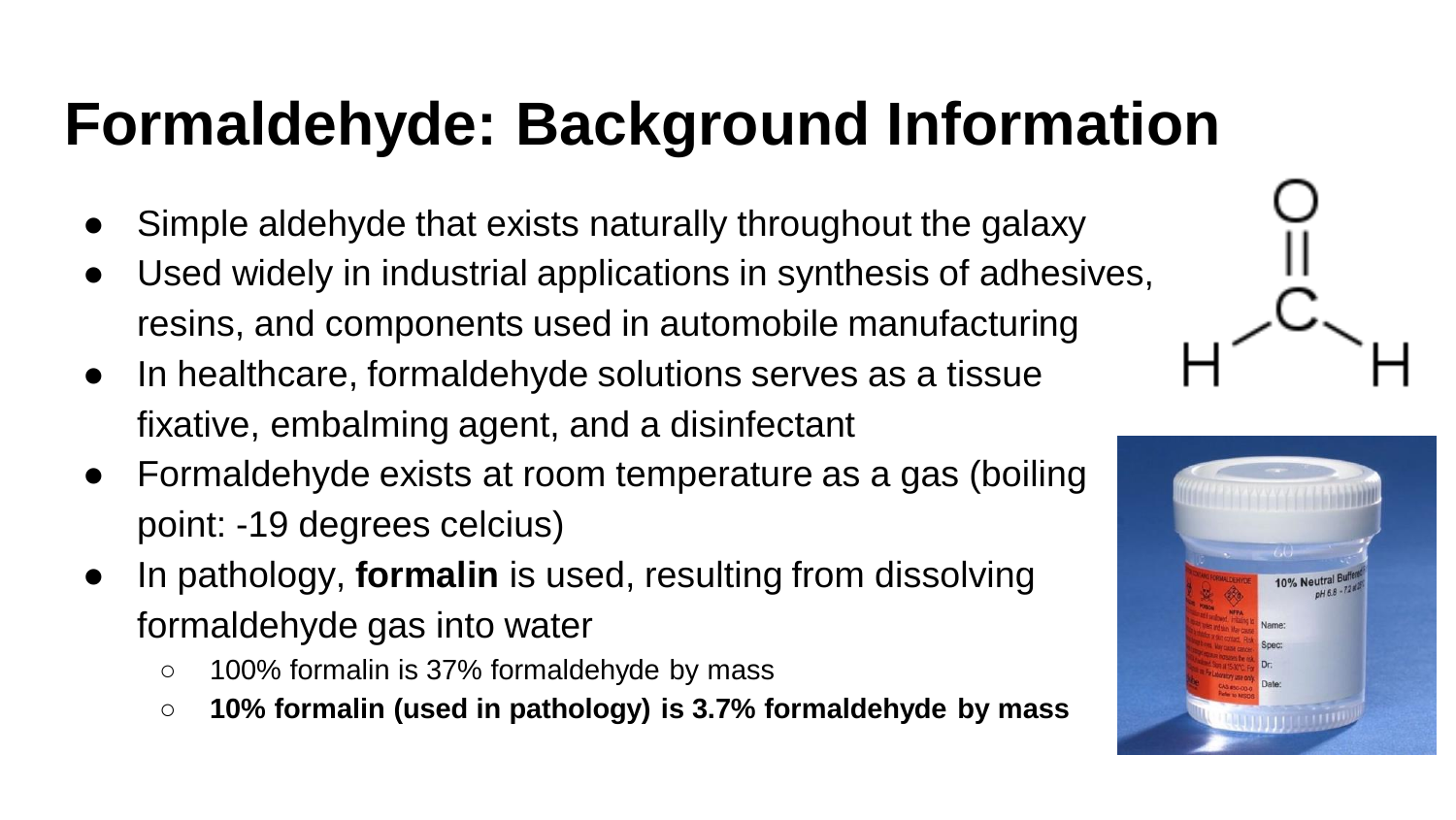# Formaldehyde: Background Information

- Simple aldehyde that exists naturally throughout the galaxy
- Used widely in industrial applications in synthesis of adhesives, resins, and components used in automobile manufacturing
- In healthcare, formaldehyde solutions serves as a tissue fixative, embalming agent, and a disinfectant
- Formaldehyde exists at room temperature as a gas (boiling point: -19 degrees celcius)
- In pathology, **formalin** is used, resulting from dissolving formaldehyde gas into water
    - 100% formalin is 37% formaldehyde by mass
    - **10% formalin (used in pathology) is 3.7% formaldehyde by mass**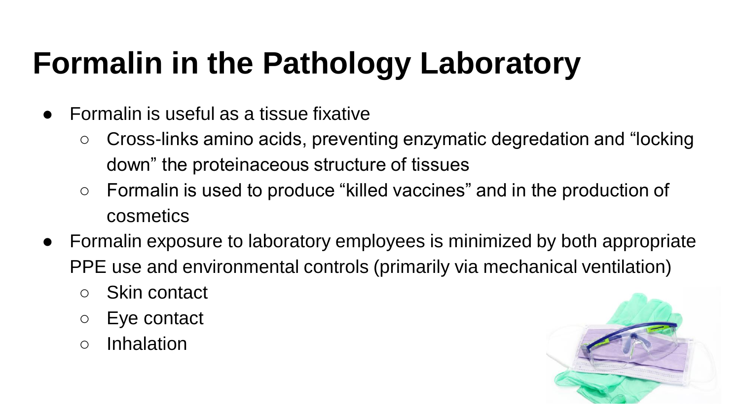# Formalin in the Pathology Laboratory

- Formalin is useful as a tissue fixative
  - Cross-links amino acids, preventing enzymatic degredation and “locking down” the proteinaceous structure of tissues
  - Formalin is used to produce “killed vaccines” and in the production of cosmetics
- Formalin exposure to laboratory employees is minimized by both appropriate PPE use and environmental controls (primarily via mechanical ventilation)
  - Skin contact
  - Eye contact
  - Inhalation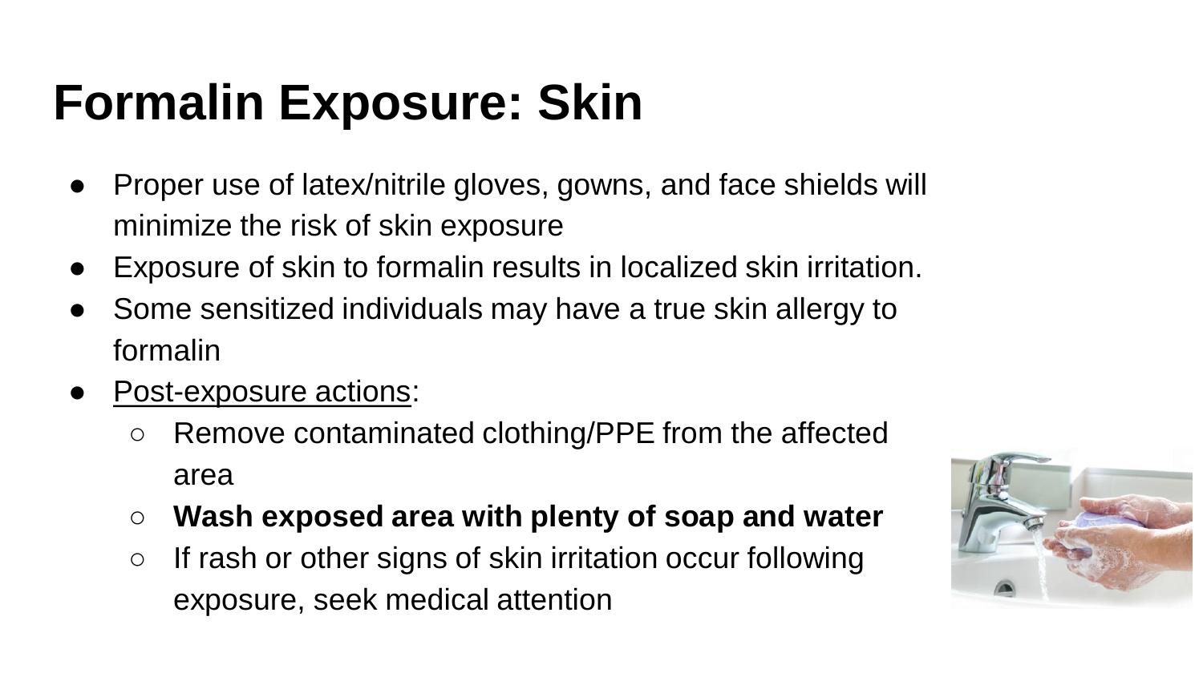# Formalin Exposure: Skin

- Proper use of latex/nitrile gloves, gowns, and face shields will minimize the risk of skin exposure
- Exposure of skin to formalin results in localized skin irritation.
- Some sensitized individuals may have a true skin allergy to formalin
- <u>Post-exposure actions</u>:
  - Remove contaminated clothing/PPE from the affected area
  - **Wash exposed area with plenty of soap and water**
  - If rash or other signs of skin irritation occur following exposure, seek medical attention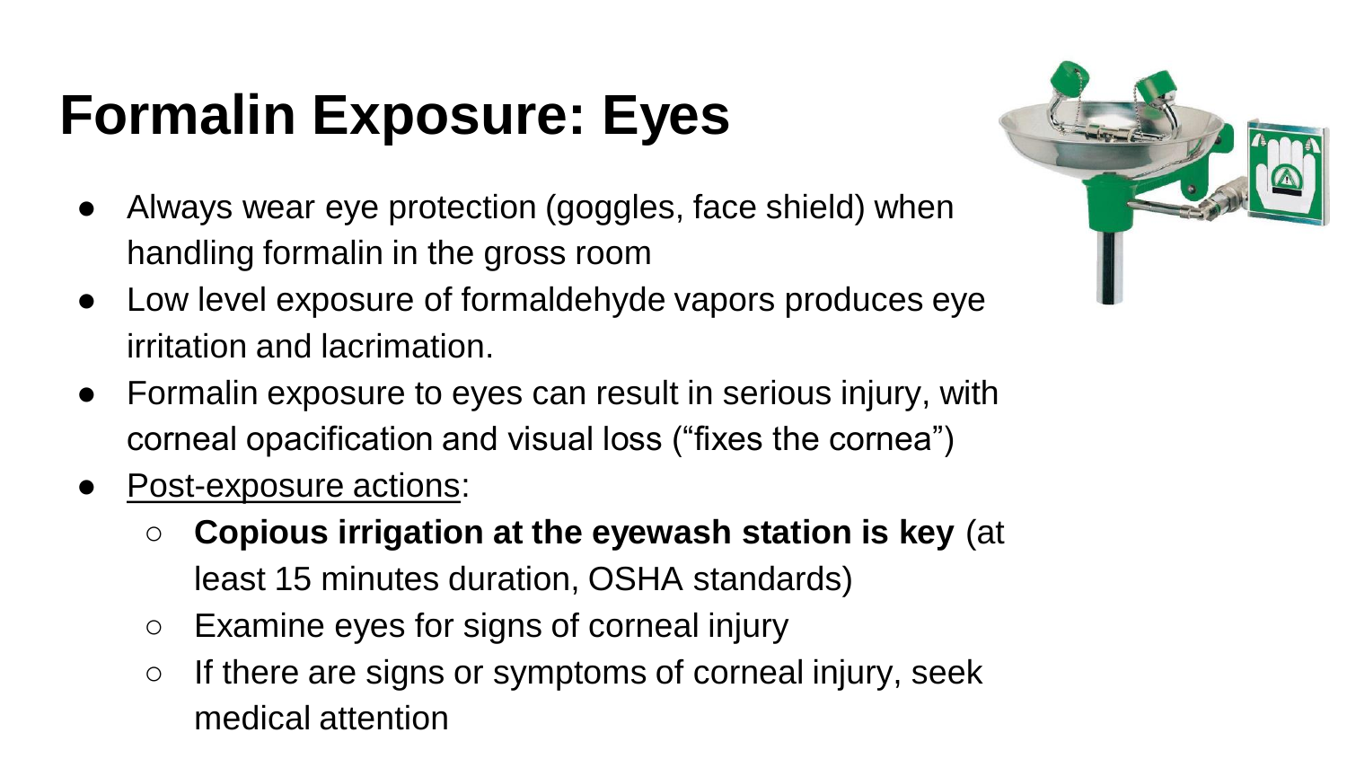# Formalin Exposure: Eyes

- Always wear eye protection (goggles, face shield) when handling formalin in the gross room
- Low level exposure of formaldehyde vapors produces eye irritation and lacrimation.
- Formalin exposure to eyes can result in serious injury, with corneal opacification and visual loss ("fixes the cornea")
- Post-exposure actions:
  - **Copious irrigation at the eyewash station is key** (at least 15 minutes duration, OSHA standards)
  - Examine eyes for signs of corneal injury
  - If there are signs or symptoms of corneal injury, seek medical attention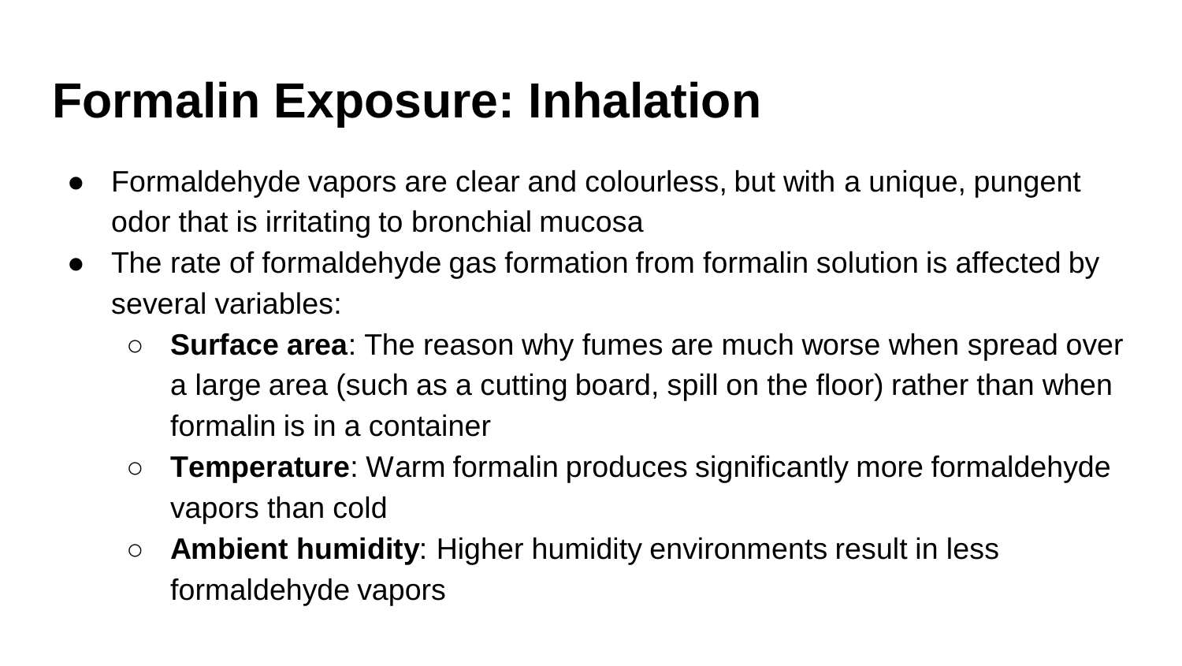# Formalin Exposure: Inhalation

- Formaldehyde vapors are clear and colourless, but with a unique, pungent odor that is irritating to bronchial mucosa
- The rate of formaldehyde gas formation from formalin solution is affected by several variables:
  - **Surface area**: The reason why fumes are much worse when spread over a large area (such as a cutting board, spill on the floor) rather than when formalin is in a container
  - **Temperature**: Warm formalin produces significantly more formaldehyde vapors than cold
  - **Ambient humidity**: Higher humidity environments result in less formaldehyde vapors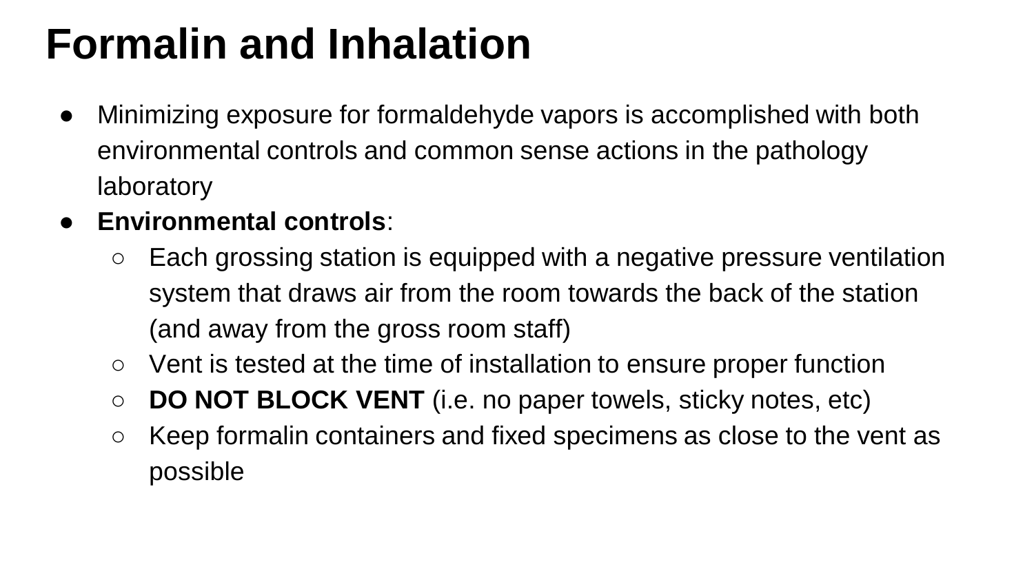# Formalin and Inhalation

- Minimizing exposure for formaldehyde vapors is accomplished with both environmental controls and common sense actions in the pathology laboratory
- **Environmental controls**:
  - Each grossing station is equipped with a negative pressure ventilation system that draws air from the room towards the back of the station (and away from the gross room staff)
  - Vent is tested at the time of installation to ensure proper function
  - **DO NOT BLOCK VENT** (i.e. no paper towels, sticky notes, etc)
  - Keep formalin containers and fixed specimens as close to the vent as possible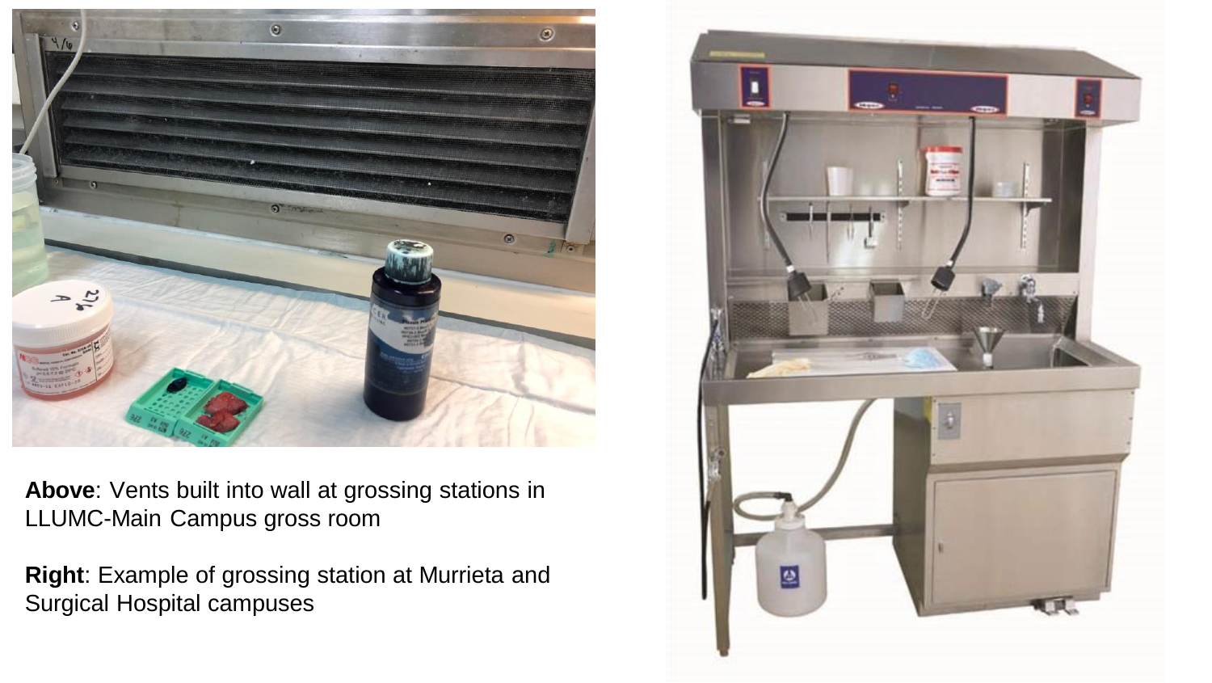**Above**: Vents built into wall at grossing stations in LLUMC-Main Campus gross room

**Right**: Example of grossing station at Murrieta and Surgical Hospital campuses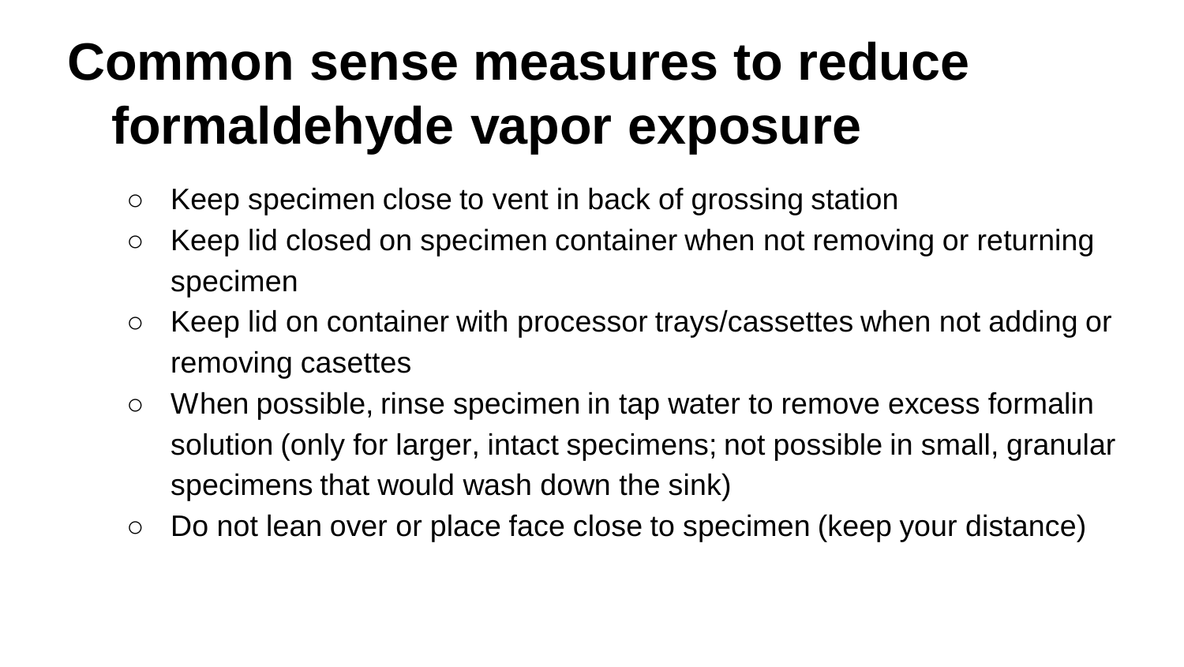# Common sense measures to reduce formaldehyde vapor exposure

- Keep specimen close to vent in back of grossing station
- Keep lid closed on specimen container when not removing or returning specimen
- Keep lid on container with processor trays/cassettes when not adding or removing casettes
- When possible, rinse specimen in tap water to remove excess formalin solution (only for larger, intact specimens; not possible in small, granular specimens that would wash down the sink)
- Do not lean over or place face close to specimen (keep your distance)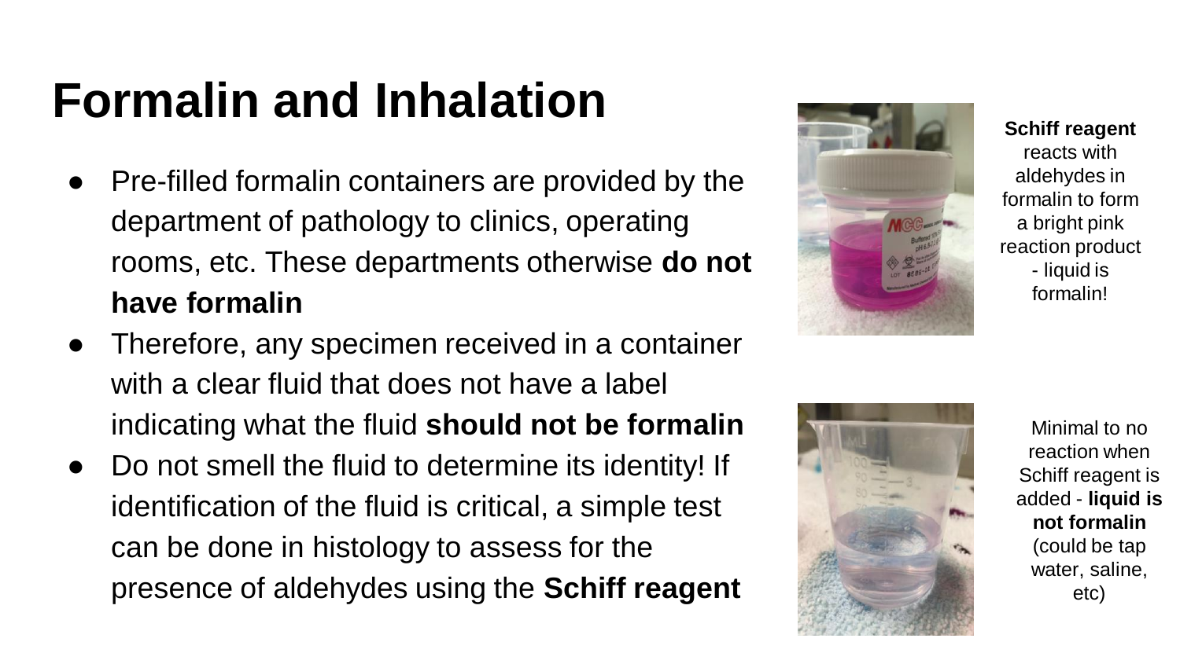# Formalin and Inhalation

- Pre-filled formalin containers are provided by the department of pathology to clinics, operating rooms, etc. These departments otherwise **do not have formalin**
- Therefore, any specimen received in a container with a clear fluid that does not have a label indicating what the fluid **should not be formalin**
- Do not smell the fluid to determine its identity! If identification of the fluid is critical, a simple test can be done in histology to assess for the presence of aldehydes using the **Schiff reagent**

**Schiff reagent** reacts with aldehydes in formalin to form a bright pink reaction product - liquid is formalin!

Minimal to no reaction when Schiff reagent is added - **liquid is not formalin** (could be tap water, saline, etc)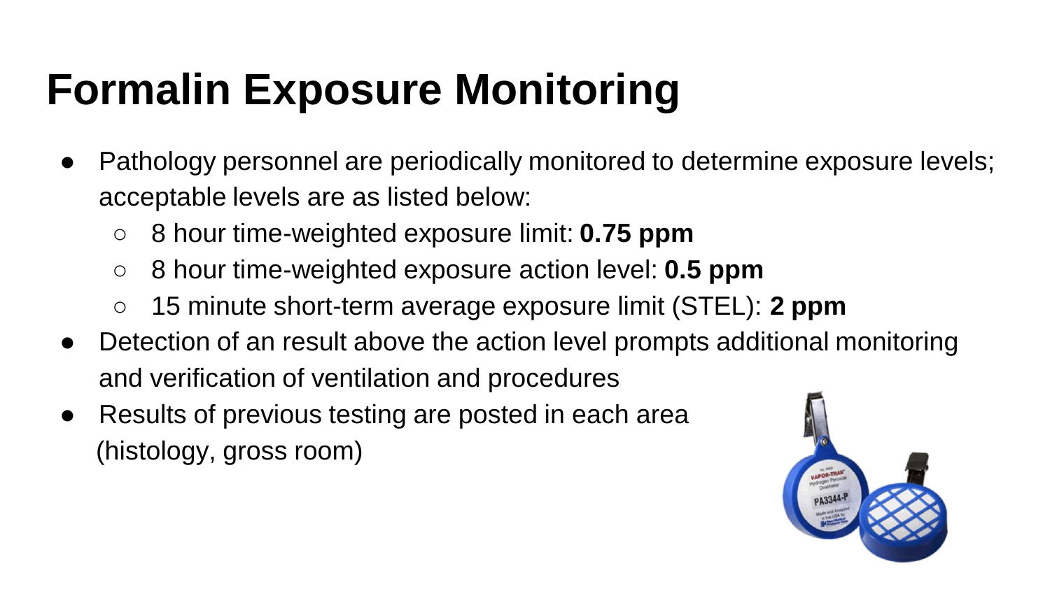# Formalin Exposure Monitoring

- Pathology personnel are periodically monitored to determine exposure levels; acceptable levels are as listed below:
  - 8 hour time-weighted exposure limit: **0.75 ppm**
  - 8 hour time-weighted exposure action level: **0.5 ppm**
  - 15 minute short-term average exposure limit (STEL): **2 ppm**
- Detection of an result above the action level prompts additional monitoring and verification of ventilation and procedures
- Results of previous testing are posted in each area (histology, gross room)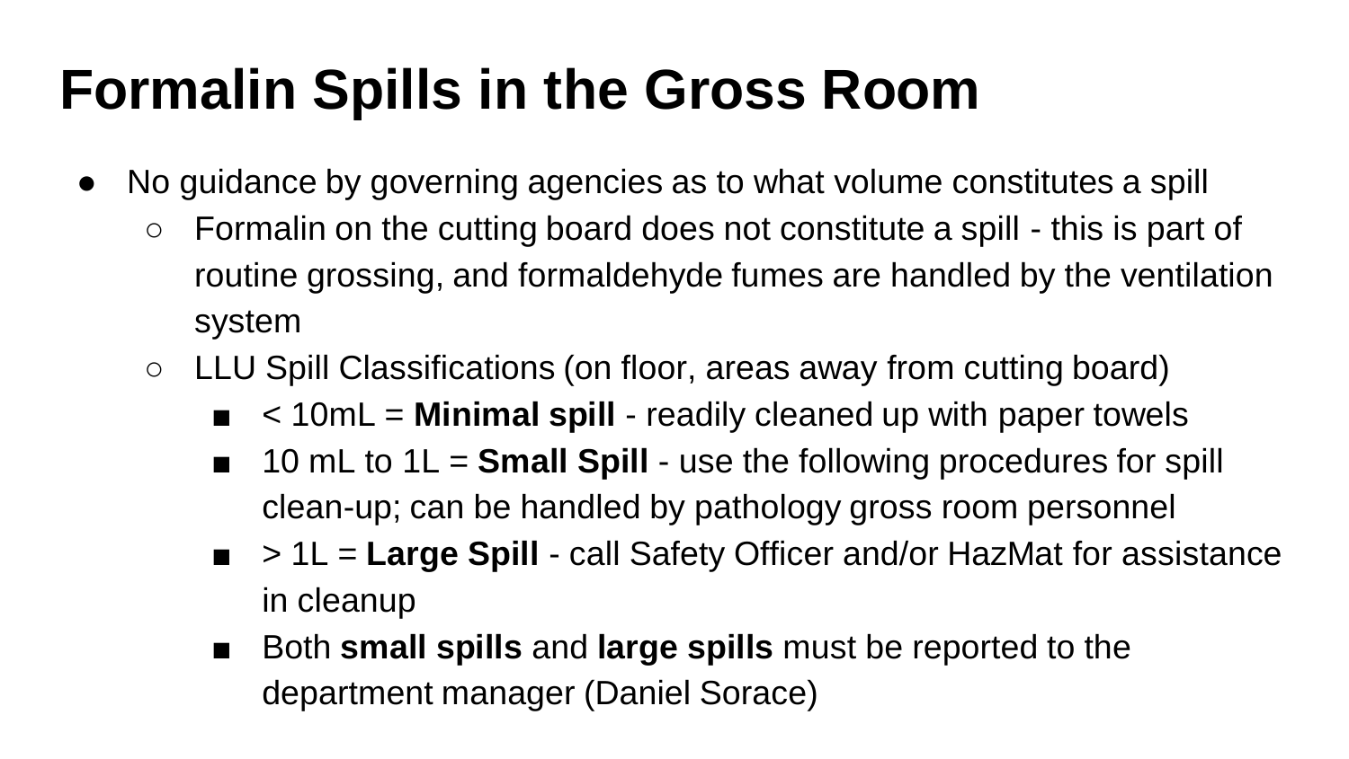# Formalin Spills in the Gross Room

- No guidance by governing agencies as to what volume constitutes a spill
  - Formalin on the cutting board does not constitute a spill - this is part of routine grossing, and formaldehyde fumes are handled by the ventilation system
  - LLU Spill Classifications (on floor, areas away from cutting board)
    - < 10mL = **Minimal spill** - readily cleaned up with paper towels
    - 10 mL to 1L = **Small Spill** - use the following procedures for spill clean-up; can be handled by pathology gross room personnel
    - > 1L = **Large Spill** - call Safety Officer and/or HazMat for assistance in cleanup
    - Both **small spills** and **large spills** must be reported to the department manager (Daniel Sorace)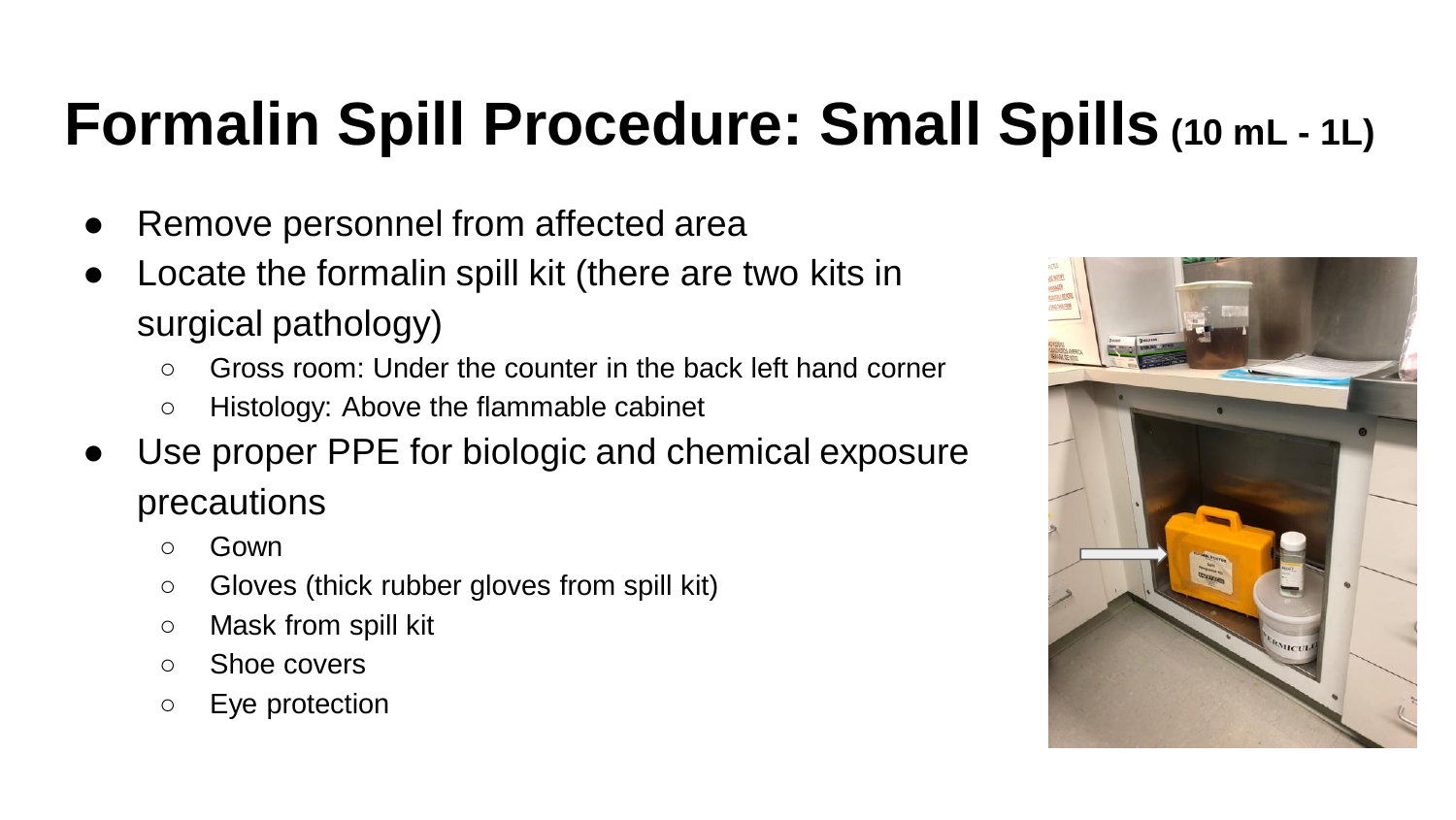# Formalin Spill Procedure: Small Spills (10 mL - 1L)

- Remove personnel from affected area
- Locate the formalin spill kit (there are two kits in surgical pathology)
  - Gross room: Under the counter in the back left hand corner
  - Histology: Above the flammable cabinet
- Use proper PPE for biologic and chemical exposure precautions
  - Gown
  - Gloves (thick rubber gloves from spill kit)
  - Mask from spill kit
  - Shoe covers
  - Eye protection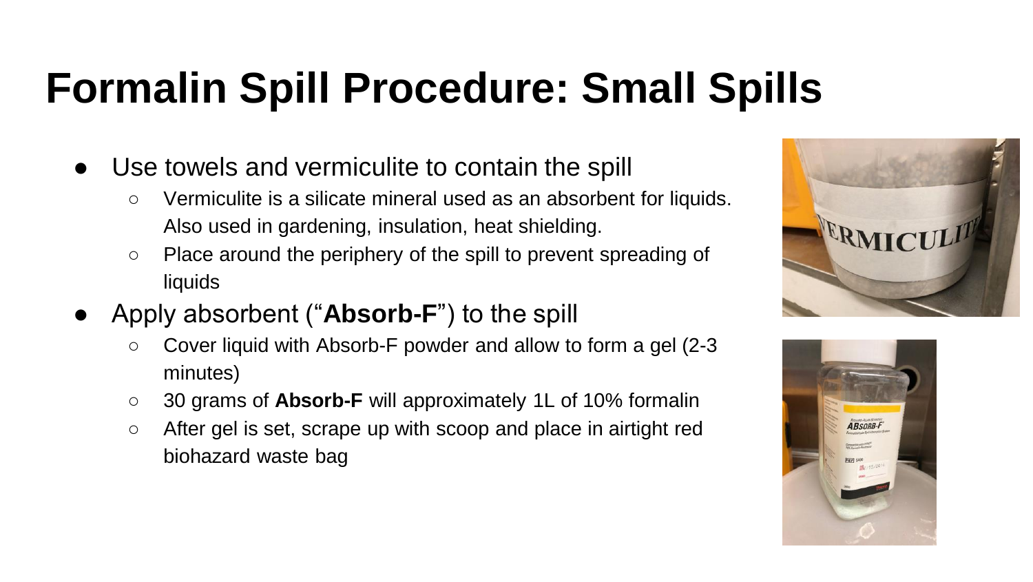# Formalin Spill Procedure: Small Spills

- Use towels and vermiculite to contain the spill
  - Vermiculite is a silicate mineral used as an absorbent for liquids. Also used in gardening, insulation, heat shielding.
  - Place around the periphery of the spill to prevent spreading of liquids
- Apply absorbent ("**Absorb-F**") to the spill
  - Cover liquid with Absorb-F powder and allow to form a gel (2-3 minutes)
  - 30 grams of **Absorb-F** will approximately 1L of 10% formalin
  - After gel is set, scrape up with scoop and place in airtight red biohazard waste bag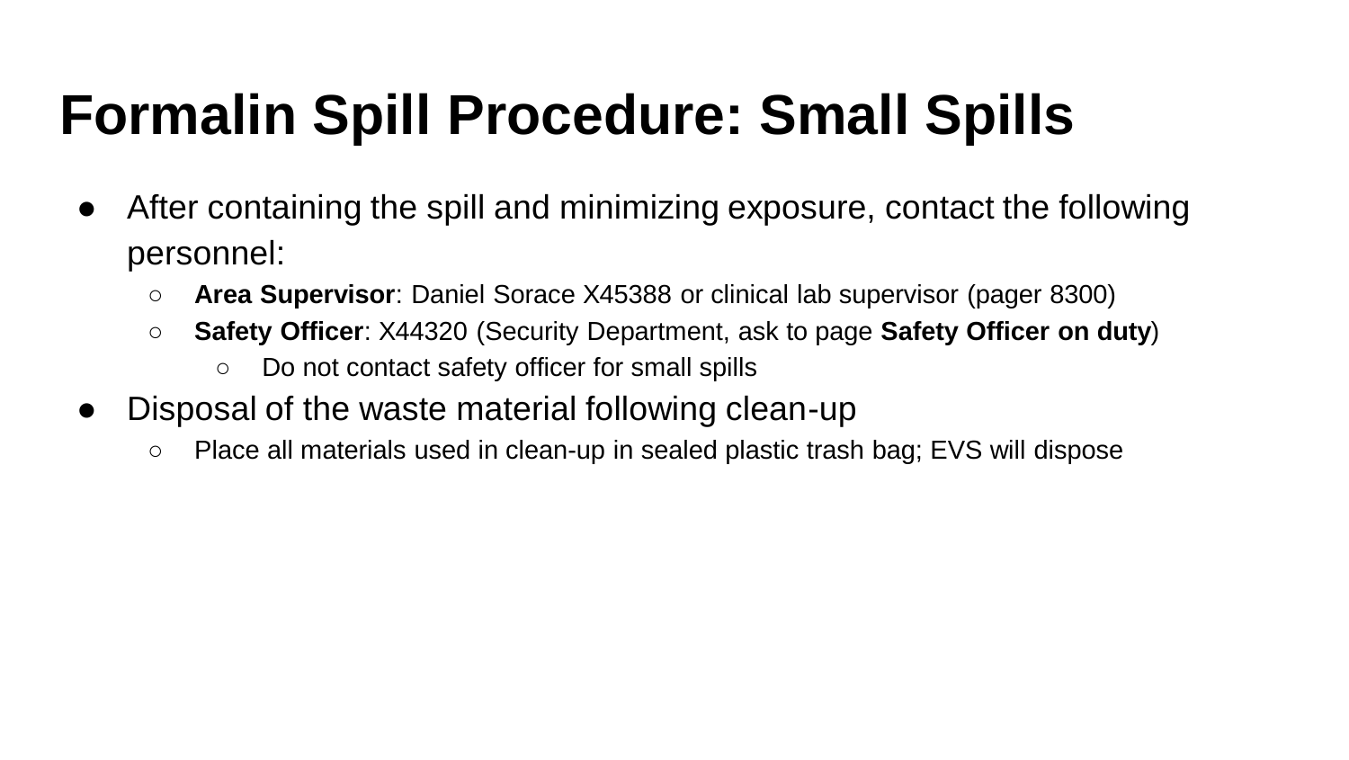# Formalin Spill Procedure: Small Spills

- After containing the spill and minimizing exposure, contact the following personnel:
  - **Area Supervisor**: Daniel Sorace X45388 or clinical lab supervisor (pager 8300)
  - **Safety Officer**: X44320 (Security Department, ask to page **Safety Officer on duty**)
    - Do not contact safety officer for small spills
- Disposal of the waste material following clean-up
  - Place all materials used in clean-up in sealed plastic trash bag; EVS will dispose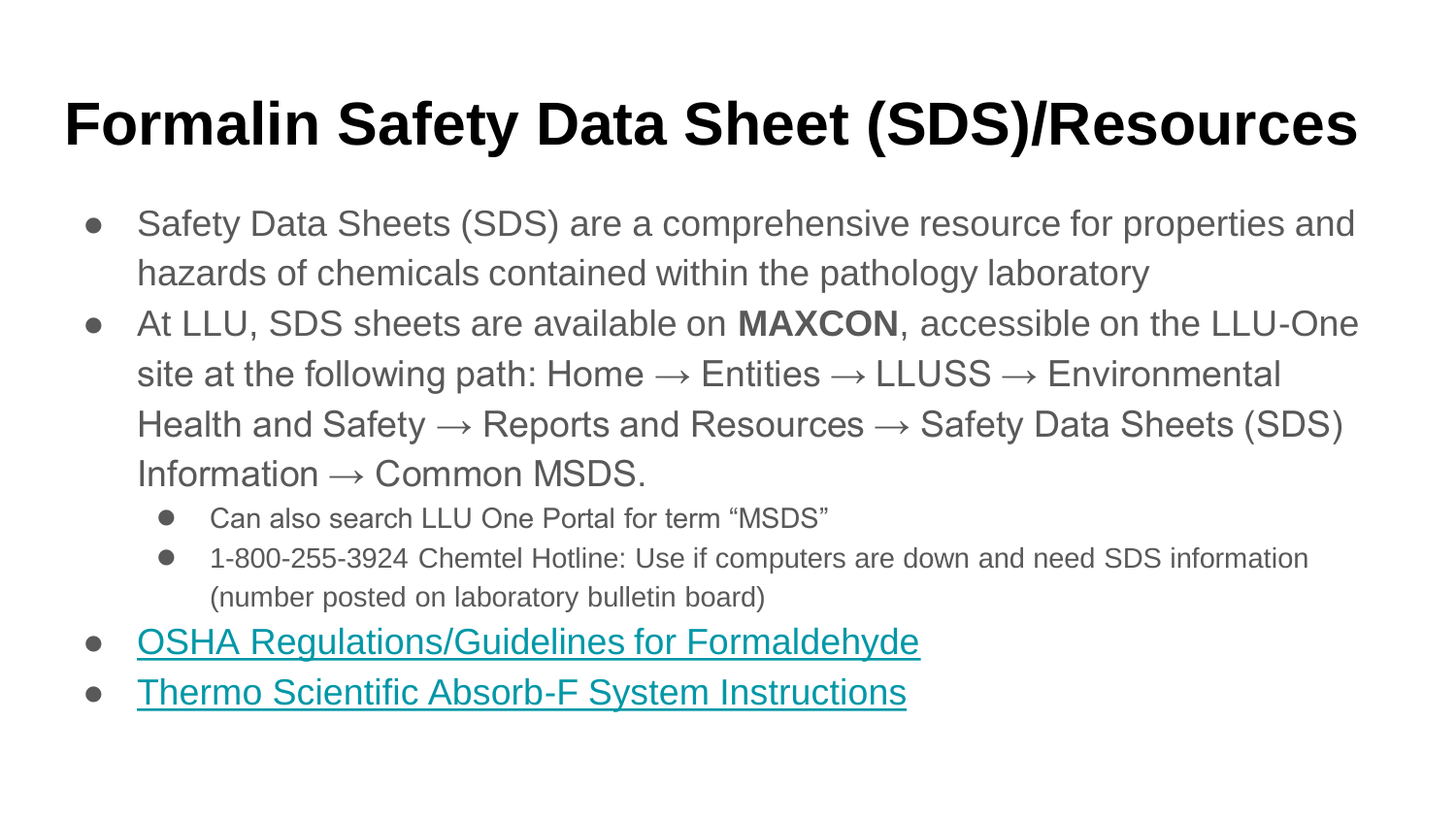# Formalin Safety Data Sheet (SDS)/Resources

- Safety Data Sheets (SDS) are a comprehensive resource for properties and hazards of chemicals contained within the pathology laboratory
- At LLU, SDS sheets are available on **MAXCON**, accessible on the LLU-One site at the following path: Home → Entities → LLUSS → Environmental Health and Safety → Reports and Resources → Safety Data Sheets (SDS) Information → Common MSDS.
  - Can also search LLU One Portal for term "MSDS"
  - 1-800-255-3924 Chemtel Hotline: Use if computers are down and need SDS information (number posted on laboratory bulletin board)
- OSHA Regulations/Guidelines for Formaldehyde
- Thermo Scientific Absorb-F System Instructions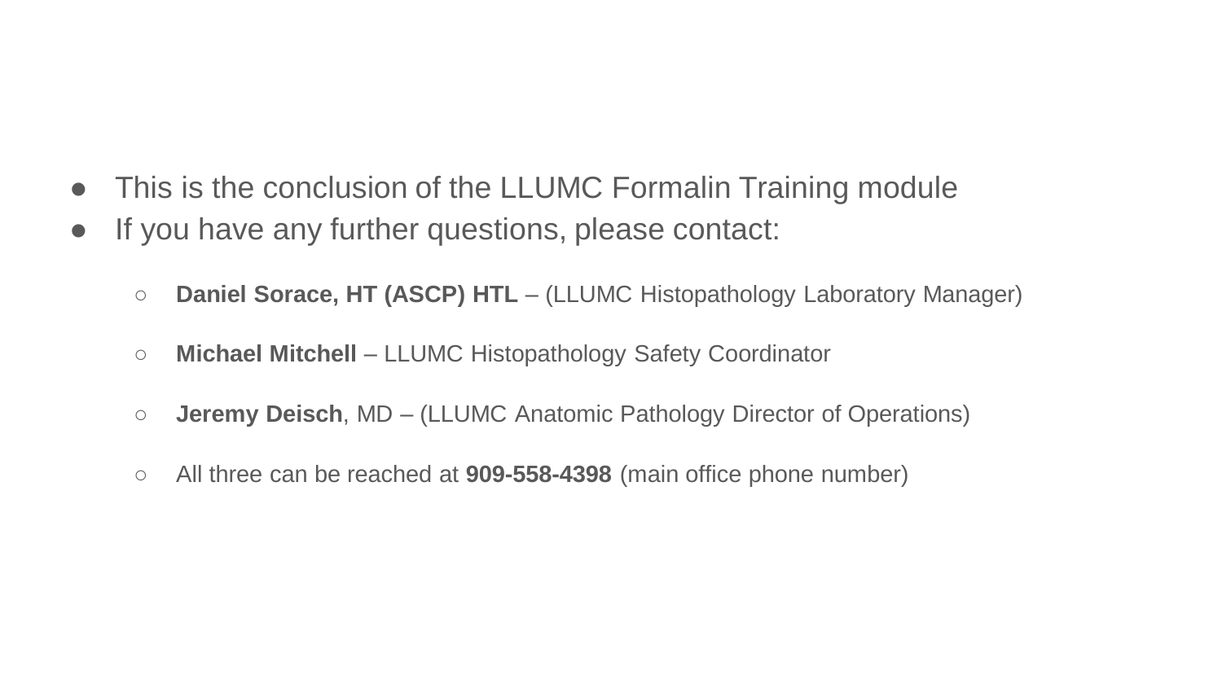- This is the conclusion of the LLUMC Formalin Training module
- If you have any further questions, please contact:
  - **Daniel Sorace, HT (ASCP) HTL** – (LLUMC Histopathology Laboratory Manager)
  - **Michael Mitchell** – LLUMC Histopathology Safety Coordinator
  - **Jeremy Deisch**, MD – (LLUMC Anatomic Pathology Director of Operations)
  - All three can be reached at **909-558-4398** (main office phone number)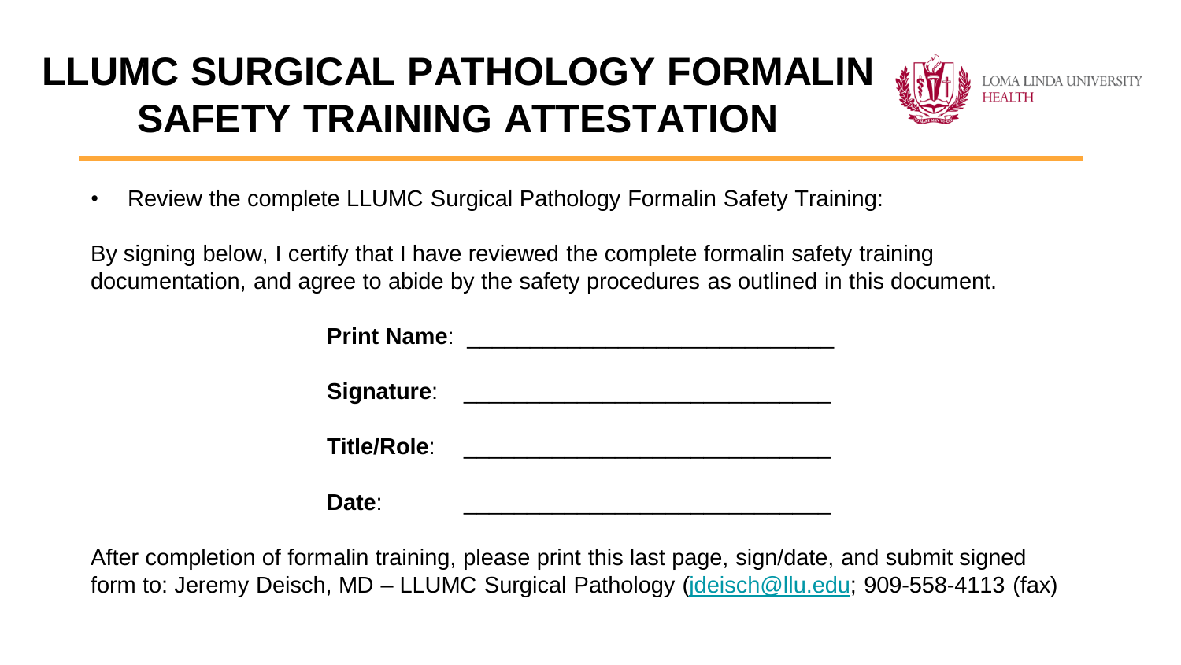# LLUMC SURGICAL PATHOLOGY FORMALIN SAFETY TRAINING ATTESTATION

LOMA LINDA UNIVERSITY HEALTH

- Review the complete LLUMC Surgical Pathology Formalin Safety Training:

By signing below, I certify that I have reviewed the complete formalin safety training documentation, and agree to abide by the safety procedures as outlined in this document.

**Print Name**: ______________________________

**Signature**: ______________________________

**Title/Role**: ______________________________

**Date**: ______________________________

After completion of formalin training, please print this last page, sign/date, and submit signed form to: Jeremy Deisch, MD – LLUMC Surgical Pathology (jdeisch@llu.edu; 909-558-4113 (fax)